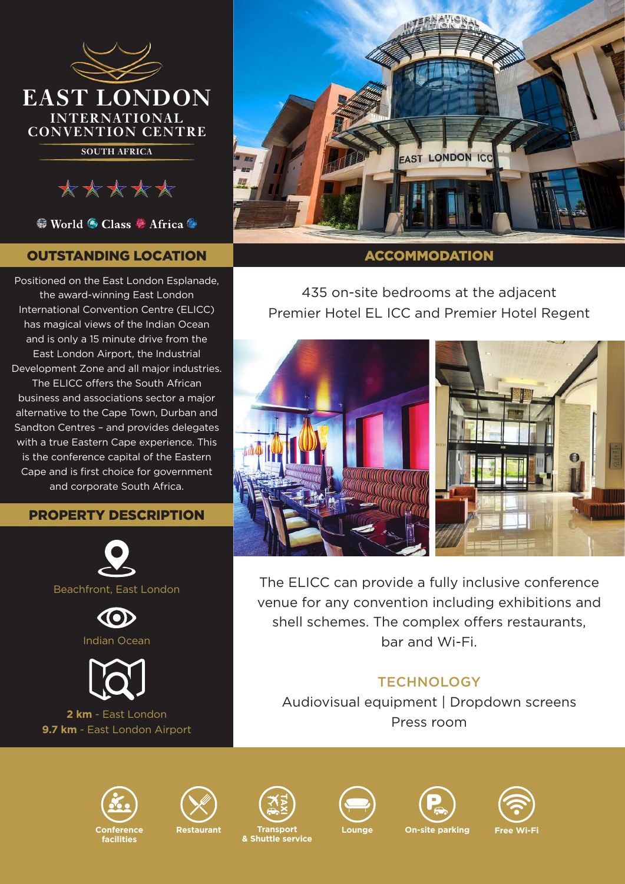# EAST LONDON INTERNATIONAL CONVENTION CENTRE

SOUTH AFRICA

World Class Africa

## OUTSTANDING LOCATION

Positioned on the East London Esplanade, the award-winning East London International Convention Centre (ELICC) has magical views of the Indian Ocean and is only a 15 minute drive from the East London Airport, the Industrial Development Zone and all major industries. The ELICC offers the South African business and associations sector a major alternative to the Cape Town, Durban and Sandton Centres – and provides delegates with a true Eastern Cape experience. This is the conference capital of the Eastern Cape and is first choice for government and corporate South Africa.

## PROPERTY DESCRIPTION

Beachfront, East London

Indian Ocean

**2 km** - East London
**9.7 km** - East London Airport

## ACCOMMODATION

435 on-site bedrooms at the adjacent Premier Hotel EL ICC and Premier Hotel Regent

The ELICC can provide a fully inclusive conference venue for any convention including exhibitions and shell schemes. The complex offers restaurants, bar and Wi-Fi.

### TECHNOLOGY

Audiovisual equipment | Dropdown screens
Press room

Conference facilities | Restaurant | Transport & Shuttle service | Lounge | On-site parking | Free Wi-Fi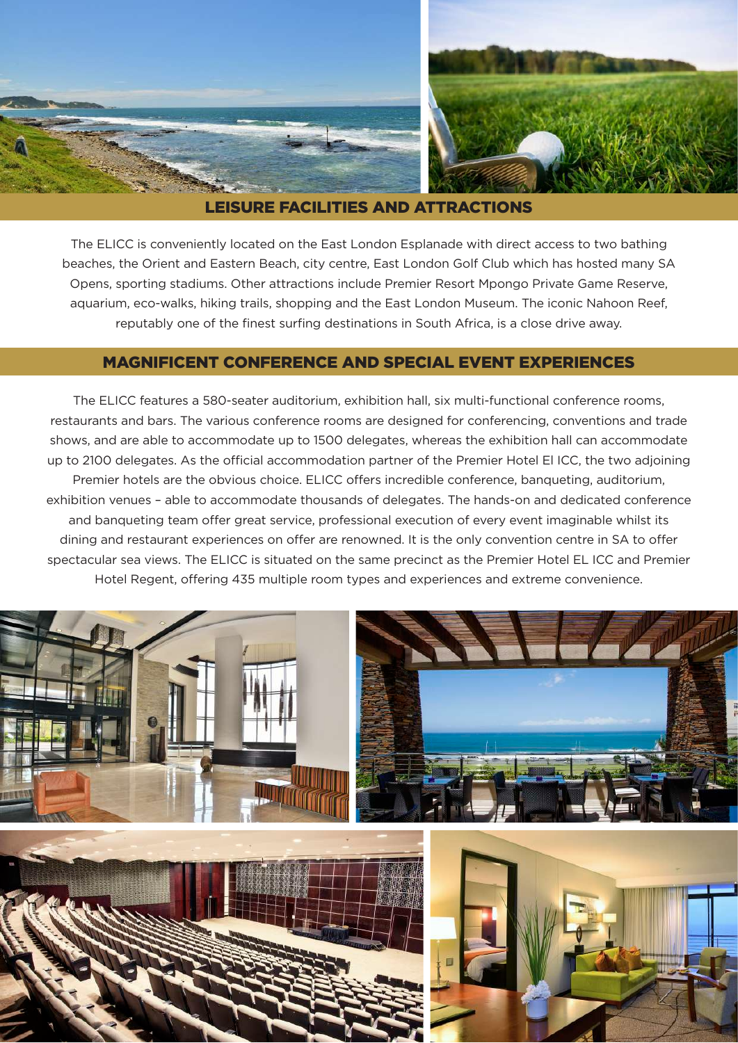## LEISURE FACILITIES AND ATTRACTIONS

The ELICC is conveniently located on the East London Esplanade with direct access to two bathing beaches, the Orient and Eastern Beach, city centre, East London Golf Club which has hosted many SA Opens, sporting stadiums. Other attractions include Premier Resort Mpongo Private Game Reserve, aquarium, eco-walks, hiking trails, shopping and the East London Museum. The iconic Nahoon Reef, reputably one of the finest surfing destinations in South Africa, is a close drive away.

## MAGNIFICENT CONFERENCE AND SPECIAL EVENT EXPERIENCES

The ELICC features a 580-seater auditorium, exhibition hall, six multi-functional conference rooms, restaurants and bars. The various conference rooms are designed for conferencing, conventions and trade shows, and are able to accommodate up to 1500 delegates, whereas the exhibition hall can accommodate up to 2100 delegates. As the official accommodation partner of the Premier Hotel El ICC, the two adjoining Premier hotels are the obvious choice. ELICC offers incredible conference, banqueting, auditorium, exhibition venues – able to accommodate thousands of delegates. The hands-on and dedicated conference and banqueting team offer great service, professional execution of every event imaginable whilst its dining and restaurant experiences on offer are renowned. It is the only convention centre in SA to offer spectacular sea views. The ELICC is situated on the same precinct as the Premier Hotel EL ICC and Premier Hotel Regent, offering 435 multiple room types and experiences and extreme convenience.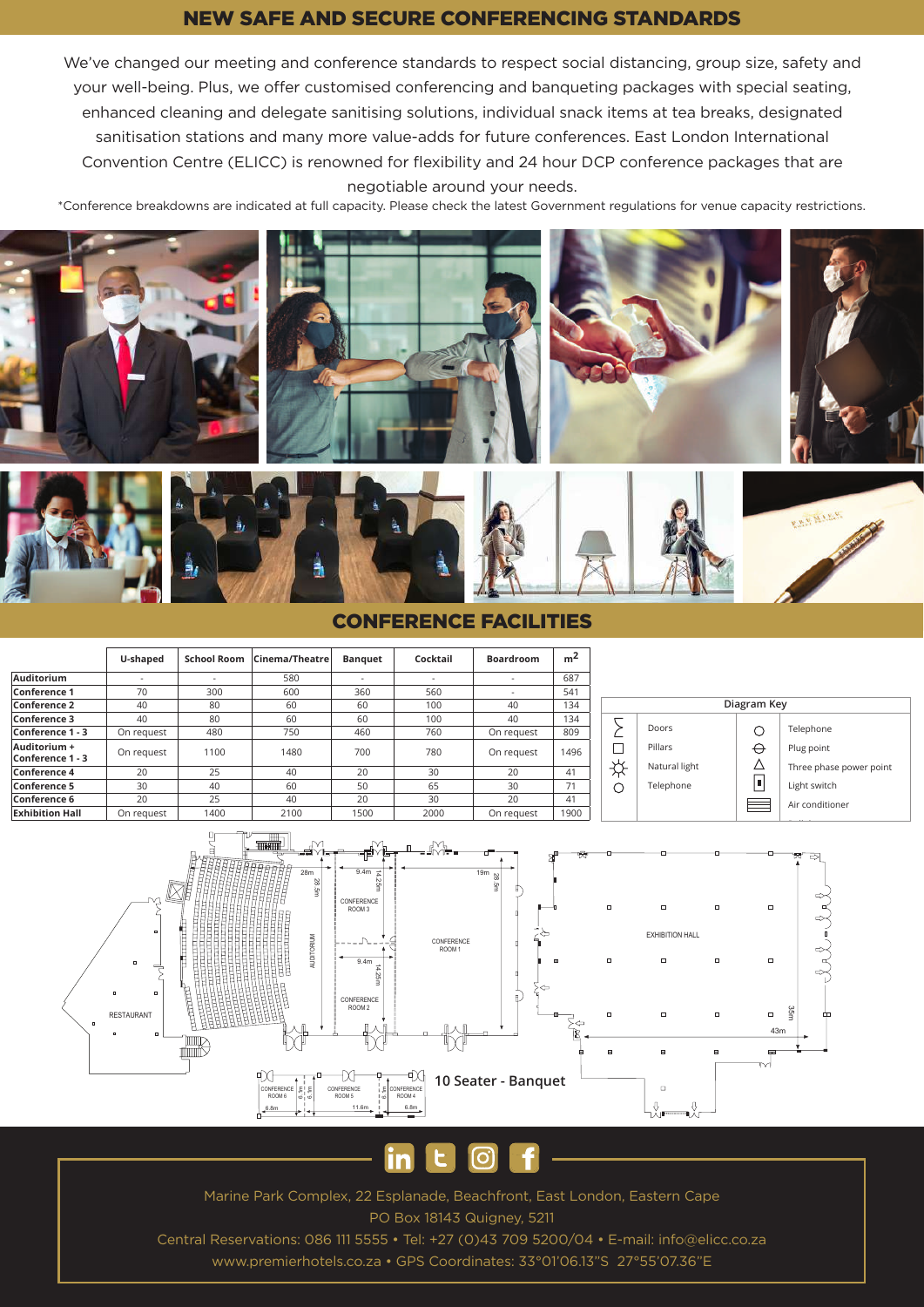## NEW SAFE AND SECURE CONFERENCING STANDARDS

We've changed our meeting and conference standards to respect social distancing, group size, safety and your well-being. Plus, we offer customised conferencing and banqueting packages with special seating, enhanced cleaning and delegate sanitising solutions, individual snack items at tea breaks, designated sanitisation stations and many more value-adds for future conferences. East London International Convention Centre (ELICC) is renowned for flexibility and 24 hour DCP conference packages that are negotiable around your needs.

*Conference breakdowns are indicated at full capacity. Please check the latest Government regulations for venue capacity restrictions.

## CONFERENCE FACILITIES

| | U-shaped | School Room | Cinema/Theatre | Banquet | Cocktail | Boardroom | $m^2$ |
|---|---|---|---|---|---|---|---|
| **Auditorium** | - | - | 580 | - | - | - | 687 |
| **Conference 1** | 70 | 300 | 600 | 360 | 560 | - | 541 |
| **Conference 2** | 40 | 80 | 60 | 60 | 100 | 40 | 134 |
| **Conference 3** | 40 | 80 | 60 | 60 | 100 | 40 | 134 |
| **Conference 1 - 3** | On request | 480 | 750 | 460 | 760 | On request | 809 |
| **Auditorium + Conference 1 - 3** | On request | 1100 | 1480 | 700 | 780 | On request | 1496 |
| **Conference 4** | 20 | 25 | 40 | 20 | 30 | 20 | 41 |
| **Conference 5** | 30 | 40 | 60 | 50 | 65 | 30 | 71 |
| **Conference 6** | 20 | 25 | 40 | 20 | 30 | 20 | 41 |
| **Exhibition Hall** | On request | 1400 | 2100 | 1500 | 2000 | On request | 1900 |

Diagram Key

- Doors
- Pillars
- Natural light
- Telephone
- Telephone
- Plug point
- Three phase power point
- Light switch
- Air conditioner

RESTAURANT
AUDITORIUM
28m
28.5m
9.4m
14.25m
CONFERENCE ROOM 3
CONFERENCE ROOM 2
CONFERENCE ROOM 1
19m
EXHIBITION HALL
35m
43m
CONFERENCE ROOM 6
CONFERENCE ROOM 5
CONFERENCE ROOM 4
6.8m
11.6m
6.1m

10 Seater - Banquet

Marine Park Complex, 22 Esplanade, Beachfront, East London, Eastern Cape
PO Box 18143 Quigney, 5211
Central Reservations: 086 111 5555 • Tel: +27 (0)43 709 5200/04 • E-mail: info@elicc.co.za
www.premierhotels.co.za • GPS Coordinates: 33°01'06.13"S 27°55'07.36"E